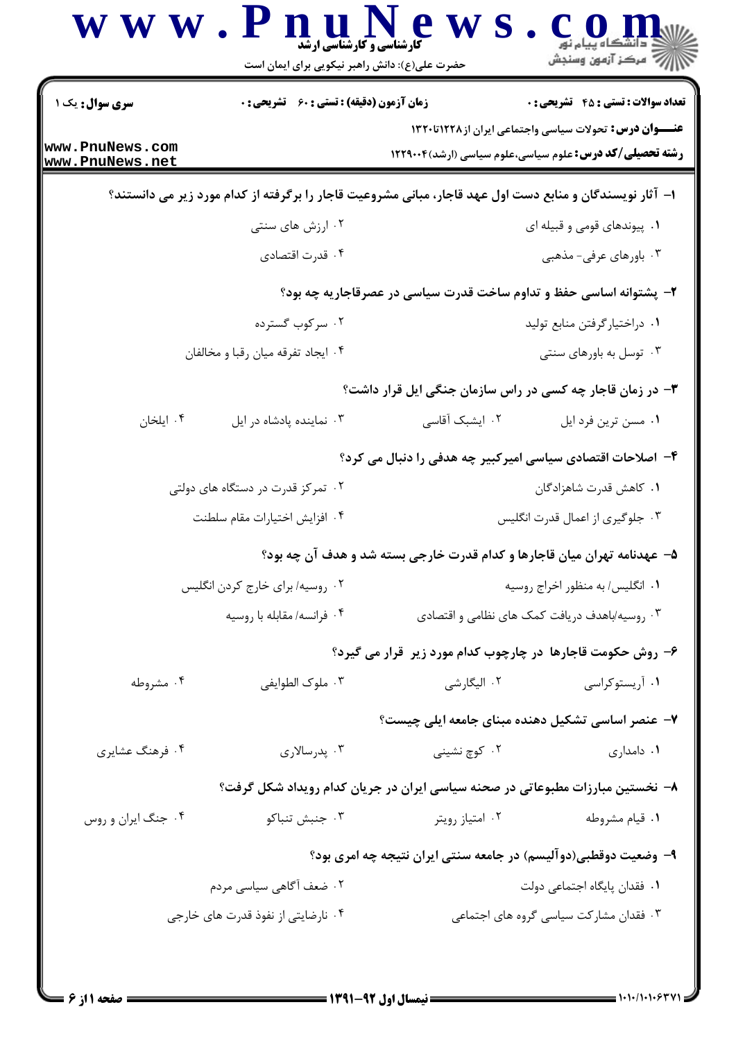**سری سوال:** یک ۱

**زمان آزمون (دقیقه) : تستی : ۶۰ تشریحی : ۰**

**تعداد سوالات : تستی : ۴۵ تشریحی : ۰**

**عنـــوان درس:** تحولات سیاسی واجتماعی ایران از ۱۲۲۸تا۱۳۲۰

**رشته تحصیلی/کد درس:** علوم سیاسی،علوم سیاسی (ارشد)۱۲۲۹۰۰۴

**۱- آثار نویسندگان و منابع دست اول عهد قاجار، مبانی مشروعیت قاجار را برگرفته از کدام مورد زیر می دانستند؟**

۱. پیوندهای قومی و قبیله ای
۲. ارزش های سنتی
۳. باورهای عرفی- مذهبی
۴. قدرت اقتصادی

**۲- پشتوانه اساسی حفظ و تداوم ساخت قدرت سیاسی در عصرقاجاریه چه بود؟**

۱. دراختیارگرفتن منابع تولید
۲. سرکوب گسترده
۳. توسل به باورهای سنتی
۴. ایجاد تفرقه میان رقبا و مخالفان

**۳- در زمان قاجار چه کسی در راس سازمان جنگی ایل قرار داشت؟**

۱. مسن ترین فرد ایل
۲. ایشبک آقاسی
۳. نماینده پادشاه در ایل
۴. ایلخان

**۴- اصلاحات اقتصادی سیاسی امیرکبیر چه هدفی را دنبال می کرد؟**

۱. کاهش قدرت شاهزادگان
۲. تمرکز قدرت در دستگاه های دولتی
۳. جلوگیری از اعمال قدرت انگلیس
۴. افزایش اختیارات مقام سلطنت

**۵- عهدنامه تهران میان قاجارها و کدام قدرت خارجی بسته شد و هدف آن چه بود؟**

۱. انگلیس/ به منظور اخراج روسیه
۲. روسیه/ برای خارج کردن انگلیس
۳. روسیه/باهدف دریافت کمک های نظامی و اقتصادی
۴. فرانسه/ مقابله با روسیه

**۶- روش حکومت قاجارها در چارچوب کدام مورد زیر قرار می گیرد؟**

۱. آریستوکراسی
۲. الیگارشی
۳. ملوک الطوایفی
۴. مشروطه

**۷- عنصر اساسی تشکیل دهنده مبنای جامعه ایلی چیست؟**

۱. دامداری
۲. کوچ نشینی
۳. پدرسالاری
۴. فرهنگ عشایری

**۸- نخستین مبارزات مطبوعاتی در صحنه سیاسی ایران در جریان کدام رویداد شکل گرفت؟**

۱. قیام مشروطه
۲. امتیاز رویتر
۳. جنبش تنباکو
۴. جنگ ایران و روس

**۹- وضعیت دوقطبی(دوآلیسم) در جامعه سنتی ایران نتیجه چه امری بود؟**

۱. فقدان پایگاه اجتماعی دولت
۲. ضعف آگاهی سیاسی مردم
۳. فقدان مشارکت سیاسی گروه های اجتماعی
۴. نارضایتی از نفوذ قدرت های خارجی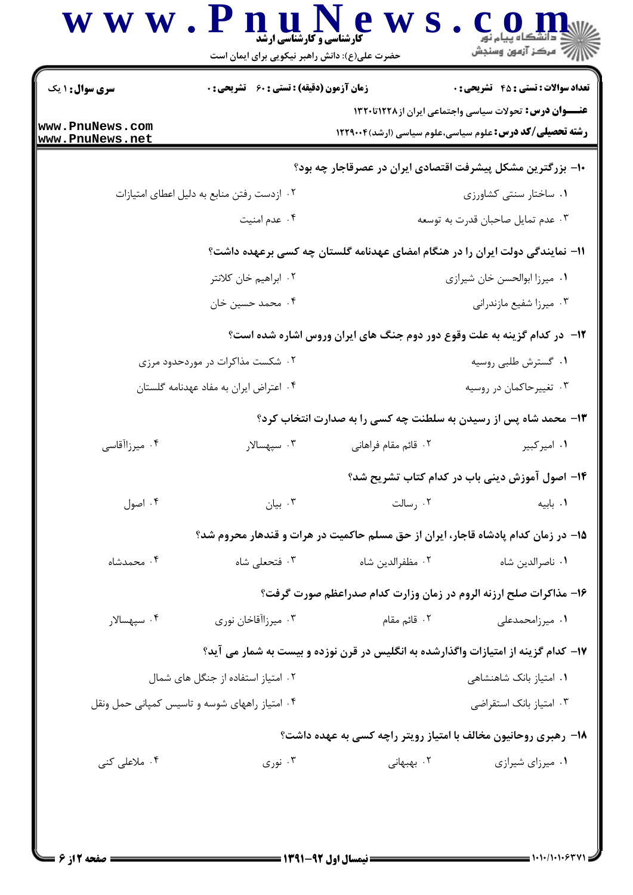**سری سوال:** ۱ یک　　**زمان آزمون (دقیقه):** تستی : ۶۰　تشریحی : ۰　　**تعداد سوالات:** تستی : ۴۵　تشریحی : ۰

**عنـــوان درس:** تحولات سیاسی واجتماعی ایران از۱۲۲۸تا۱۳۲۰

**رشته تحصیلی/کد درس:** علوم سیاسی،علوم سیاسی (ارشد)۱۲۲۹۰۰۴

۱۰- بزرگترین مشکل پیشرفت اقتصادی ایران در عصرقاجار چه بود؟

۱. ساختار سنتی کشاورزی
۲. ازدست رفتن منابع به دلیل اعطای امتیازات
۳. عدم تمایل صاحبان قدرت به توسعه
۴. عدم امنیت

۱۱- نمایندگی دولت ایران را در هنگام امضای عهدنامه گلستان چه کسی برعهده داشت؟

۱. میرزا ابوالحسن خان شیرازی
۲. ابراهیم خان کلانتر
۳. میرزا شفیع مازندرانی
۴. محمد حسین خان

۱۲- در کدام گزینه به علت وقوع دور دوم جنگ های ایران وروس اشاره شده است؟

۱. گسترش طلبی روسیه
۲. شکست مذاکرات در موردحدود مرزی
۳. تغییرحاکمان در روسیه
۴. اعتراض ایران به مفاد عهدنامه گلستان

۱۳- محمد شاه پس از رسیدن به سلطنت چه کسی را به صدارت انتخاب کرد؟

۱. امیرکبیر
۲. قائم مقام فراهانی
۳. سپهسالار
۴. میرزاآقاسی

۱۴- اصول آموزش دینی باب در کدام کتاب تشریح شد؟

۱. بابیه
۲. رسالت
۳. بیان
۴. اصول

۱۵- در زمان کدام پادشاه قاجار، ایران از حق مسلم حاکمیت در هرات و قندهار محروم شد؟

۱. ناصرالدین شاه
۲. مظفرالدین شاه
۳. فتحعلی شاه
۴. محمدشاه

۱۶- مذاکرات صلح ارزنه الروم در زمان وزارت کدام صدراعظم صورت گرفت؟

۱. میرزامحمدعلی
۲. قائم مقام
۳. میرزاآقاخان نوری
۴. سپهسالار

۱۷- کدام گزینه از امتیازات واگذارشده به انگلیس در قرن نوزده و بیست به شمار می آید؟

۱. امتیاز بانک شاهنشاهی
۲. امتیاز استفاده از جنگل های شمال
۳. امتیاز بانک استقراضی
۴. امتیاز راههای شوسه و تاسیس کمپانی حمل ونقل

۱۸- رهبری روحانیون مخالف با امتیاز رویتر راچه کسی به عهده داشت؟

۱. میرزای شیرازی
۲. بهبهانی
۳. نوری
۴. ملاعلی کنی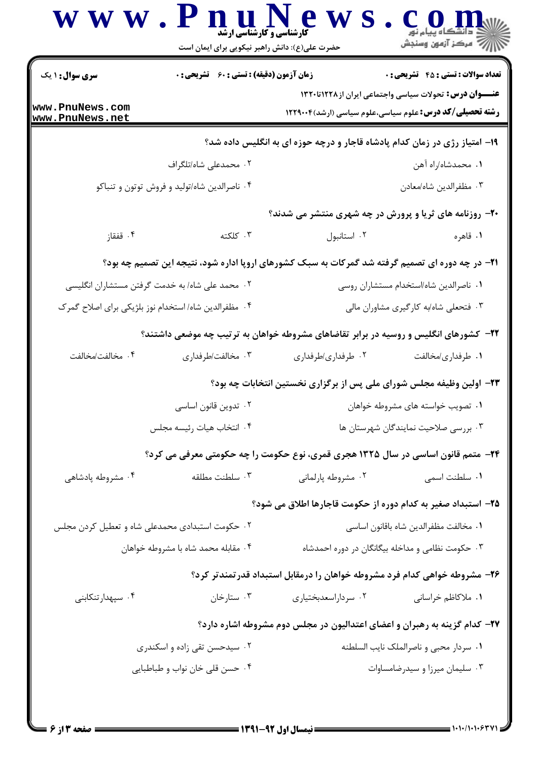**سری سوال:** ۱ یک

**زمان آزمون (دقیقه) : تستی : ۶۰ تشریحی : ۰**

**تعداد سوالات : تستی : ۴۵ تشریحی : ۰**

**عنـــوان درس:** تحولات سیاسی واجتماعی ایران از ۱۲۲۸تا۱۳۲۰

**رشته تحصیلی/کد درس:** علوم سیاسی،علوم سیاسی (ارشد)۱۲۲۹۰۰۴

**۱۹- امتیاز رژی در زمان کدام پادشاه قاجار و درچه حوزه ای به انگلیس داده شد؟**

۱. محمدشاه/راه آهن

۲. محمدعلی شاه/تلگراف

۳. مظفرالدین شاه/معادن

۴. ناصرالدین شاه/تولید و فروش توتون و تنباکو

**۲۰- روزنامه های ثریا و پرورش در چه شهری منتشر می شدند؟**

۱. قاهره

۲. استانبول

۳. کلکته

۴. قفقاز

**۲۱- در چه دوره ای تصمیم گرفته شد گمرکات به سبک کشورهای اروپا اداره شود، نتیجه این تصمیم چه بود؟**

۱. ناصرالدین شاه/استخدام مستشاران روسی

۲. محمد علی شاه/ به خدمت گرفتن مستشاران انگلیسی

۳. فتحعلی شاه/به کارگیری مشاوران مالی

۴. مظفرالدین شاه/ استخدام نوز بلژیکی برای اصلاح گمرک

**۲۲- کشورهای انگلیس و روسیه در برابر تقاضاهای مشروطه خواهان به ترتیب چه موضعی داشتند؟**

۱. طرفداری/مخالفت

۲. طرفداری/طرفداری

۳. مخالفت/طرفداری

۴. مخالفت/مخالفت

**۲۳- اولین وظیفه مجلس شورای ملی پس از برگزاری نخستین انتخابات چه بود؟**

۱. تصویب خواسته های مشروطه خواهان

۲. تدوین قانون اساسی

۳. بررسی صلاحیت نمایندگان شهرستان ها

۴. انتخاب هیات رئیسه مجلس

**۲۴- متمم قانون اساسی در سال ۱۳۲۵ هجری قمری، نوع حکومت را چه حکومتی معرفی می کرد؟**

۱. سلطنت اسمی

۲. مشروطه پارلمانی

۳. سلطنت مطلقه

۴. مشروطه پادشاهی

**۲۵- استبداد صغیر به کدام دوره از حکومت قاجارها اطلاق می شود؟**

۱. مخالفت مظفرالدین شاه باقانون اساسی

۲. حکومت استبدادی محمدعلی شاه و تعطیل کردن مجلس

۳. حکومت نظامی و مداخله بیگانگان در دوره احمدشاه

۴. مقابله محمد شاه با مشروطه خواهان

**۲۶- مشروطه خواهی کدام فرد مشروطه خواهان را درمقابل استبداد قدرتمندتر کرد؟**

۱. ملاکاظم خراسانی

۲. سرداراسعدبختیاری

۳. ستارخان

۴. سپهدارتنکابنی

**۲۷- کدام گزینه به رهبران و اعضای اعتدالیون در مجلس دوم مشروطه اشاره دارد؟**

۱. سردار محیی و ناصرالملک نایب السلطنه

۲. سیدحسن تقی زاده و اسکندری

۳. سلیمان میرزا و سیدرضامساوات

۴. حسن قلی خان نواب و طباطبایی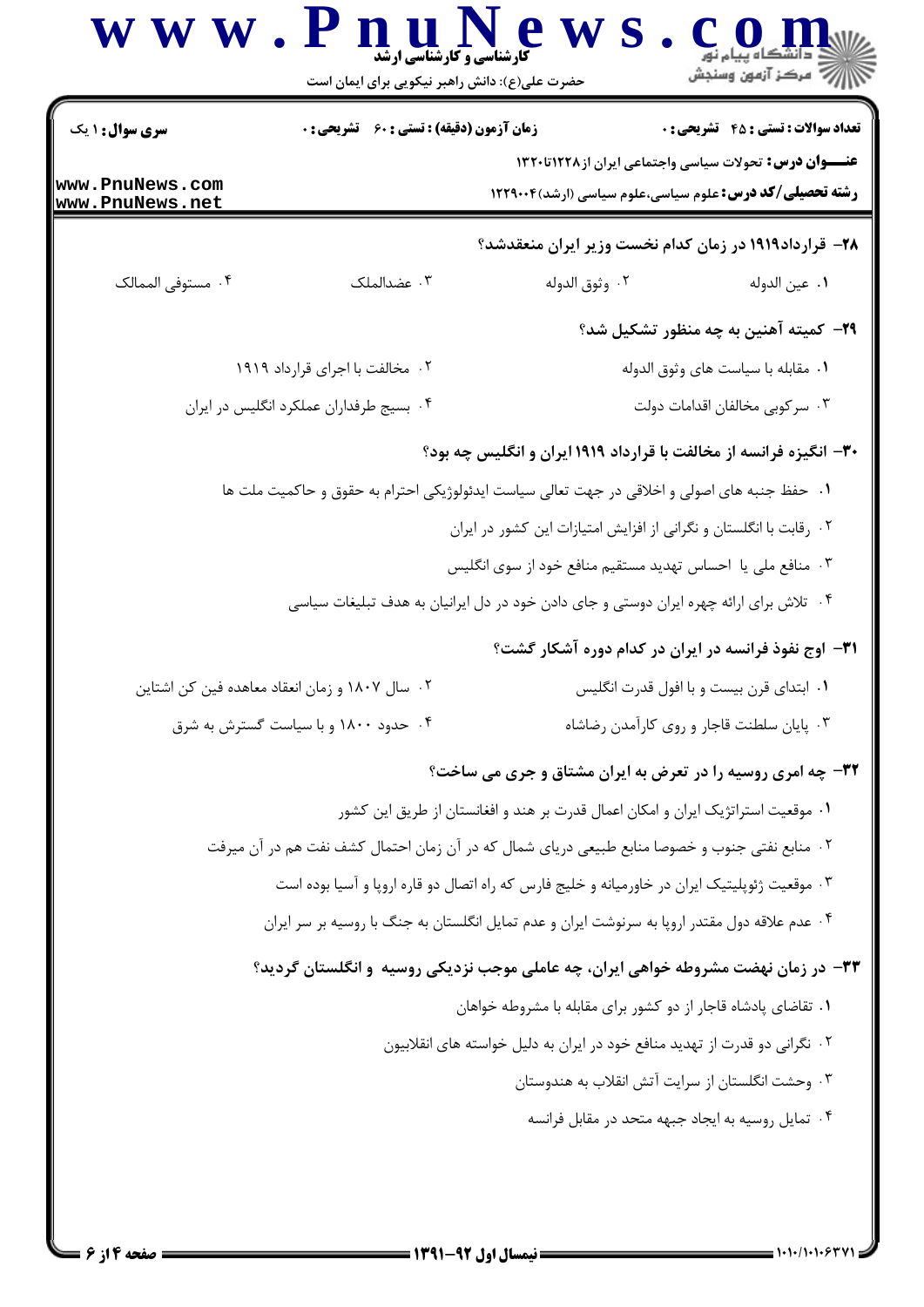سری سوال: ۱ یک | زمان آزمون (دقیقه) : تستی : ۶۰ تشریحی : ۰ | تعداد سوالات : تستی : ۴۵ تشریحی : ۰

**عنـــوان درس:** تحولات سیاسی واجتماعی ایران از۱۲۲۸تا۱۳۲۰

**رشته تحصیلی/کد درس:** علوم سیاسی،علوم سیاسی (ارشد)۱۲۲۹۰۰۴

**۲۸- قرارداد۱۹۱۹ در زمان کدام نخست وزیر ایران منعقدشد؟**

۱. عین الدوله
۲. وثوق الدوله
۳. عضدالملک
۴. مستوفی الممالک

**۲۹- کمیته آهنین به چه منظور تشکیل شد؟**

۱. مقابله با سیاست های وثوق الدوله
۲. مخالفت با اجرای قرارداد ۱۹۱۹
۳. سرکوبی مخالفان اقدامات دولت
۴. بسیج طرفداران عملکرد انگلیس در ایران

**۳۰- انگیزه فرانسه از مخالفت با قرارداد ۱۹۱۹ایران و انگلیس چه بود؟**

۱. حفظ جنبه های اصولی و اخلاقی در جهت تعالی سیاست ایدئولوژیکی احترام به حقوق و حاکمیت ملت ها
۲. رقابت با انگلستان و نگرانی از افزایش امتیازات این کشور در ایران
۳. منافع ملی یا احساس تهدید مستقیم منافع خود از سوی انگلیس
۴. تلاش برای ارائه چهره ایران دوستی و جای دادن خود در دل ایرانیان به هدف تبلیغات سیاسی

**۳۱- اوج نفوذ فرانسه در ایران در کدام دوره آشکار گشت؟**

۱. ابتدای قرن بیست و با افول قدرت انگلیس
۲. سال ۱۸۰۷ و زمان انعقاد معاهده فین کن اشتاین
۳. پایان سلطنت قاجار و روی کارآمدن رضاشاه
۴. حدود ۱۸۰۰ و با سیاست گسترش به شرق

**۳۲- چه امری روسیه را در تعرض به ایران مشتاق و جری می ساخت؟**

۱. موقعیت استراتژیک ایران و امکان اعمال قدرت بر هند و افغانستان از طریق این کشور
۲. منابع نفتی جنوب و خصوصا منابع طبیعی دریای شمال که در آن زمان احتمال کشف نفت هم در آن میرفت
۳. موقعیت ژئوپلیتیک ایران در خاورمیانه و خلیج فارس که راه اتصال دو قاره اروپا و آسیا بوده است
۴. عدم علاقه دول مقتدر اروپا به سرنوشت ایران و عدم تمایل انگلستان به جنگ با روسیه بر سر ایران

**۳۳- در زمان نهضت مشروطه خواهی ایران، چه عاملی موجب نزدیکی روسیه و انگلستان گردید؟**

۱. تقاضای پادشاه قاجار از دو کشور برای مقابله با مشروطه خواهان
۲. نگرانی دو قدرت از تهدید منافع خود در ایران به دلیل خواسته های انقلابیون
۳. وحشت انگلستان از سرایت آتش انقلاب به هندوستان
۴. تمایل روسیه به ایجاد جبهه متحد در مقابل فرانسه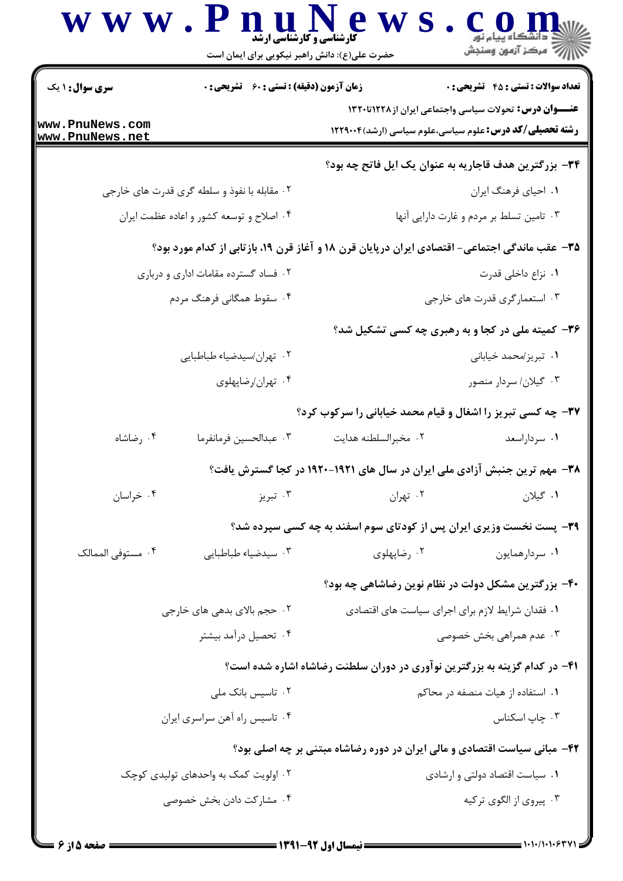**سری سوال:** ۱ یک

**زمان آزمون (دقیقه) : تستی : ۶۰ تشریحی : ۰**

**تعداد سوالات : تستی : ۴۵ تشریحی : ۰**

**عنـــوان درس:** تحولات سیاسی واجتماعی ایران از۱۲۲۸تا۱۳۲۰

**رشته تحصیلی/کد درس:** علوم سیاسی،علوم سیاسی (ارشد)۱۲۲۹۰۰۴

**۳۴- بزرگترین هدف قاجاریه به عنوان یک ایل فاتح چه بود؟**

۱. احیای فرهنگ ایران

۲. مقابله با نفوذ و سلطه گری قدرت های خارجی

۳. تامین تسلط بر مردم و غارت دارایی آنها

۴. اصلاح و توسعه کشور و اعاده عظمت ایران

**۳۵- عقب ماندگی اجتماعی- اقتصادی ایران درپایان قرن ۱۸ و آغاز قرن ۱۹، بازتابی از کدام مورد بود؟**

۱. نزاع داخلی قدرت

۲. فساد گسترده مقامات اداری و درباری

۳. استعمارگری قدرت های خارجی

۴. سقوط همگانی فرهنگ مردم

**۳۶- کمیته ملی در کجا و به رهبری چه کسی تشکیل شد؟**

۱. تبریز/محمد خیابانی

۲. تهران/سیدضیاء طباطبایی

۳. گیلان/ سردار منصور

۴. تهران/رضاپهلوی

**۳۷- چه کسی تبریز را اشغال و قیام محمد خیابانی را سرکوب کرد؟**

۱. سرداراسعد

۲. مخبرالسلطنه هدایت

۳. عبدالحسین فرمانفرما

۴. رضاشاه

**۳۸- مهم ترین جنبش آزادی ملی ایران در سال های ۱۹۲۱-۱۹۲۰ در کجا گسترش یافت؟**

۱. گیلان

۲. تهران

۳. تبریز

۴. خراسان

**۳۹- پست نخست وزیری ایران پس از کودتای سوم اسفند به چه کسی سپرده شد؟**

۱. سردارهمایون

۲. رضاپهلوی

۳. سیدضیاء طباطبایی

۴. مستوفی الممالک

**۴۰- بزرگترین مشکل دولت در نظام نوین رضاشاهی چه بود؟**

۱. فقدان شرایط لازم برای اجرای سیاست های اقتصادی

۲. حجم بالای بدهی های خارجی

۳. عدم همراهی بخش خصوصی

۴. تحصیل درآمد بیشتر

**۴۱- در کدام گزینه به بزرگترین نوآوری در دوران سلطنت رضاشاه اشاره شده است؟**

۱. استفاده از هیات منصفه در محاکم

۲. تاسیس بانک ملی

۳. چاپ اسکناس

۴. تاسیس راه آهن سراسری ایران

**۴۲- مبانی سیاست اقتصادی و مالی ایران در دوره رضاشاه مبتنی بر چه اصلی بود؟**

۱. سیاست اقتصاد دولتی و ارشادی

۲. اولویت کمک به واحدهای تولیدی کوچک

۳. پیروی از الگوی ترکیه

۴. مشارکت دادن بخش خصوصی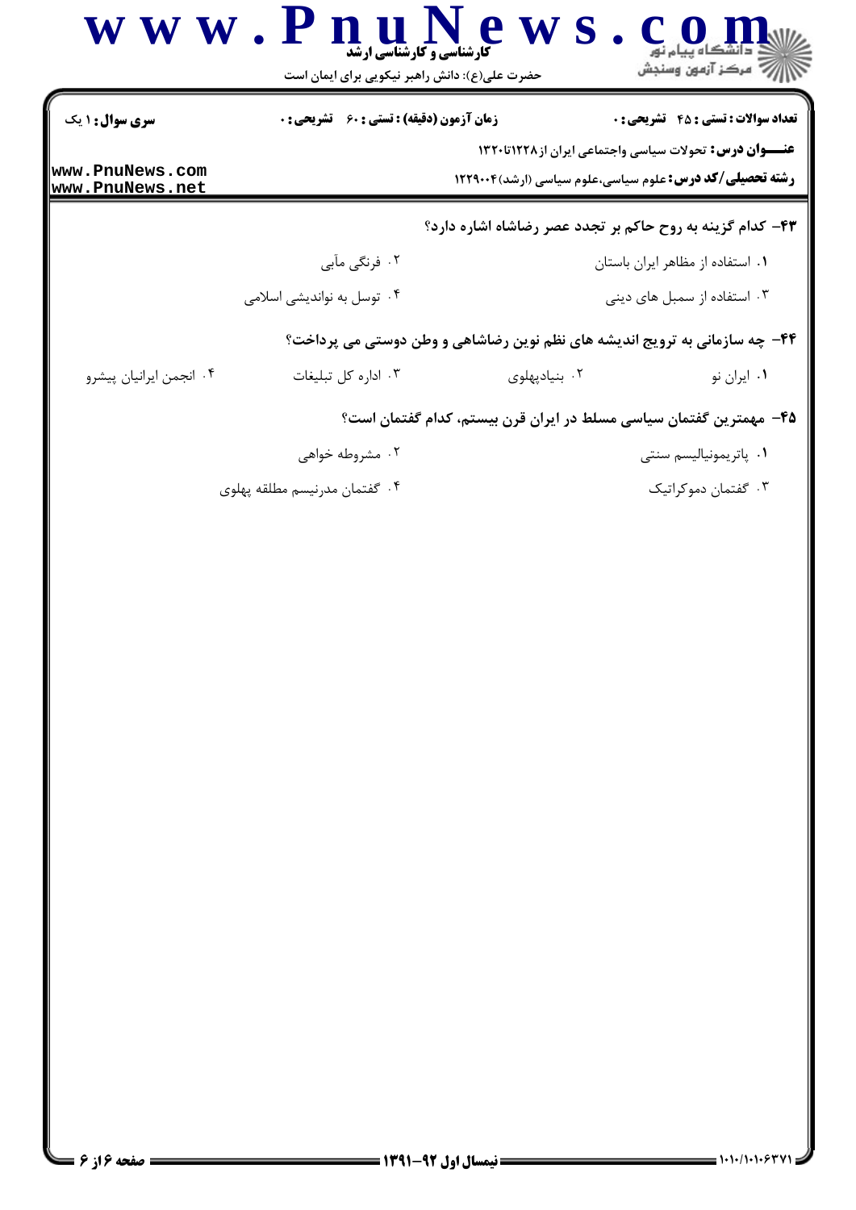**۴۳- کدام گزینه به روح حاکم بر تجدد عصر رضاشاه اشاره دارد؟**

۱. استفاده از مظاهر ایران باستان

۲. فرنگی مآبی

۳. استفاده از سمبل های دینی

۴. توسل به نواندیشی اسلامی

**۴۴- چه سازمانی به ترویج اندیشه های نظم نوین رضاشاهی و وطن دوستی می پرداخت؟**

۱. ایران نو

۲. بنیادپهلوی

۳. اداره کل تبلیغات

۴. انجمن ایرانیان پیشرو

**۴۵- مهمترین گفتمان سیاسی مسلط در ایران قرن بیستم، کدام گفتمان است؟**

۱. پاتریمونیالیسم سنتی

۲. مشروطه خواهی

۳. گفتمان دموکراتیک

۴. گفتمان مدرنیسم مطلقه پهلوی